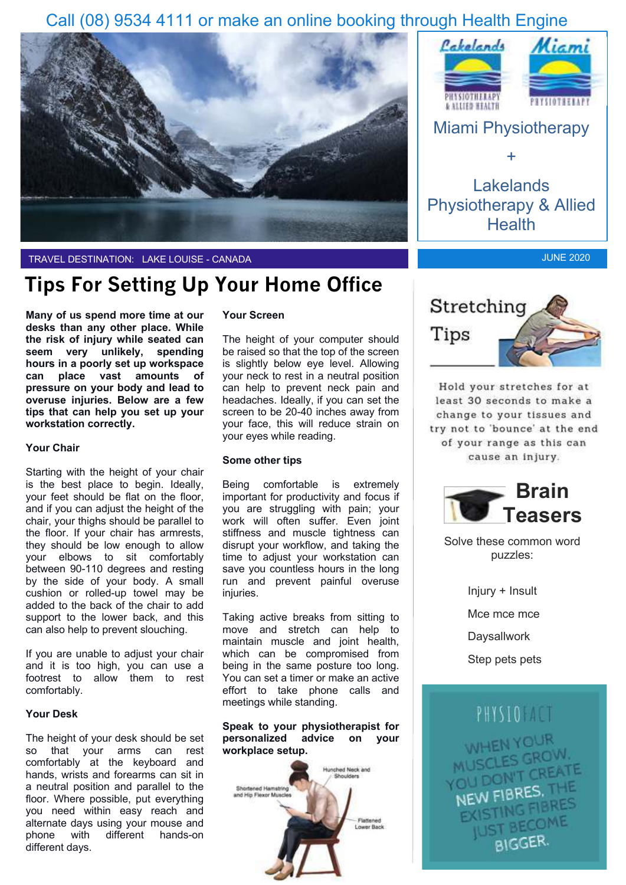Call (08) 9534 4111 or make an online booking through Health Engine

Miami Physiotherapy

+

Lakelands Physiotherapy & Allied Health

TRAVEL DESTINATION: LAKE LOUISE - CANADA

JUNE 2020

# Tips For Setting Up Your Home Office

**Many of us spend more time at our desks than any other place. While the risk of injury while seated can seem very unlikely, spending hours in a poorly set up workspace can place vast amounts of pressure on your body and lead to overuse injuries. Below are a few tips that can help you set up your workstation correctly.**

### Your Chair

Starting with the height of your chair is the best place to begin. Ideally, your feet should be flat on the floor, and if you can adjust the height of the chair, your thighs should be parallel to the floor. If your chair has armrests, they should be low enough to allow your elbows to sit comfortably between 90-110 degrees and resting by the side of your body. A small cushion or rolled-up towel may be added to the back of the chair to add support to the lower back, and this can also help to prevent slouching.

If you are unable to adjust your chair and it is too high, you can use a footrest to allow them to rest comfortably.

### Your Desk

The height of your desk should be set so that your arms can rest comfortably at the keyboard and hands, wrists and forearms can sit in a neutral position and parallel to the floor. Where possible, put everything you need within easy reach and alternate days using your mouse and phone with different hands-on different days.

### Your Screen

The height of your computer should be raised so that the top of the screen is slightly below eye level. Allowing your neck to rest in a neutral position can help to prevent neck pain and headaches. Ideally, if you can set the screen to be 20-40 inches away from your face, this will reduce strain on your eyes while reading.

### Some other tips

Being comfortable is extremely important for productivity and focus if you are struggling with pain; your work will often suffer. Even joint stiffness and muscle tightness can disrupt your workflow, and taking the time to adjust your workstation can save you countless hours in the long run and prevent painful overuse injuries.

Taking active breaks from sitting to move and stretch can help to maintain muscle and joint health, which can be compromised from being in the same posture too long. You can set a timer or make an active effort to take phone calls and meetings while standing.

**Speak to your physiotherapist for personalized advice on your workplace setup.**

Hunched Neck and Shoulders

Shortened Hamstring and Hip Flexor Muscles

Flattened Lower Back

## Stretching Tips

Hold your stretches for at least 30 seconds to make a change to your tissues and try not to 'bounce' at the end of your range as this can cause an injury.

## Brain Teasers

Solve these common word puzzles:

- Injury + Insult
- Mce mce mce
- Daysallwork
- Step pets pets

## PHYSIOFACT

WHEN YOUR MUSCLES GROW, YOU DON'T CREATE NEW FIBRES. THE EXISTING FIBRES JUST BECOME BIGGER.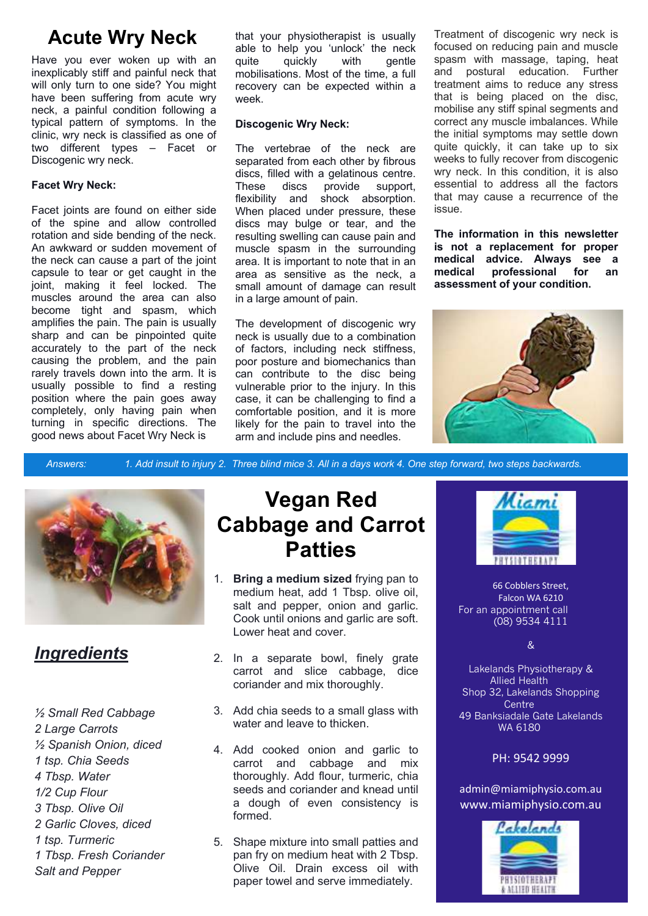# Acute Wry Neck

Have you ever woken up with an inexplicably stiff and painful neck that will only turn to one side? You might have been suffering from acute wry neck, a painful condition following a typical pattern of symptoms. In the clinic, wry neck is classified as one of two different types – Facet or Discogenic wry neck.

**Facet Wry Neck:**

Facet joints are found on either side of the spine and allow controlled rotation and side bending of the neck. An awkward or sudden movement of the neck can cause a part of the joint capsule to tear or get caught in the joint, making it feel locked. The muscles around the area can also become tight and spasm, which amplifies the pain. The pain is usually sharp and can be pinpointed quite accurately to the part of the neck causing the problem, and the pain rarely travels down into the arm. It is usually possible to find a resting position where the pain goes away completely, only having pain when turning in specific directions. The good news about Facet Wry Neck is that your physiotherapist is usually able to help you 'unlock' the neck quite quickly with gentle mobilisations. Most of the time, a full recovery can be expected within a week.

**Discogenic Wry Neck:**

The vertebrae of the neck are separated from each other by fibrous discs, filled with a gelatinous centre. These discs provide support, flexibility and shock absorption. When placed under pressure, these discs may bulge or tear, and the resulting swelling can cause pain and muscle spasm in the surrounding area. It is important to note that in an area as sensitive as the neck, a small amount of damage can result in a large amount of pain.

The development of discogenic wry neck is usually due to a combination of factors, including neck stiffness, poor posture and biomechanics than can contribute to the disc being vulnerable prior to the injury. In this case, it can be challenging to find a comfortable position, and it is more likely for the pain to travel into the arm and include pins and needles.

Treatment of discogenic wry neck is focused on reducing pain and muscle spasm with massage, taping, heat and postural education. Further treatment aims to reduce any stress that is being placed on the disc, mobilise any stiff spinal segments and correct any muscle imbalances. While the initial symptoms may settle down quite quickly, it can take up to six weeks to fully recover from discogenic wry neck. In this condition, it is also essential to address all the factors that may cause a recurrence of the issue.

**The information in this newsletter is not a replacement for proper medical advice. Always see a medical professional for an assessment of your condition.**

*Answers: 1. Add insult to injury 2. Three blind mice 3. All in a days work 4. One step forward, two steps backwards.*

# Vegan Red Cabbage and Carrot Patties

## *Ingredients*

*½ Small Red Cabbage*
*2 Large Carrots*
*½ Spanish Onion, diced*
*1 tsp. Chia Seeds*
*4 Tbsp. Water*
*1/2 Cup Flour*
*3 Tbsp. Olive Oil*
*2 Garlic Cloves, diced*
*1 tsp. Turmeric*
*1 Tbsp. Fresh Coriander*
*Salt and Pepper*

1. **Bring a medium sized** frying pan to medium heat, add 1 Tbsp. olive oil, salt and pepper, onion and garlic. Cook until onions and garlic are soft. Lower heat and cover.
2. In a separate bowl, finely grate carrot and slice cabbage, dice coriander and mix thoroughly.
3. Add chia seeds to a small glass with water and leave to thicken.
4. Add cooked onion and garlic to carrot and cabbage and mix thoroughly. Add flour, turmeric, chia seeds and coriander and knead until a dough of even consistency is formed.
5. Shape mixture into small patties and pan fry on medium heat with 2 Tbsp. Olive Oil. Drain excess oil with paper towel and serve immediately.

Miami Physiotherapy

66 Cobblers Street,
Falcon WA 6210
For an appointment call
(08) 9534 4111

&

Lakelands Physiotherapy & Allied Health
Shop 32, Lakelands Shopping Centre
49 Banksiadale Gate Lakelands WA 6180

PH: 9542 9999

admin@miamiphysio.com.au
www.miamiphysio.com.au

Lakelands Physiotherapy & Allied Health